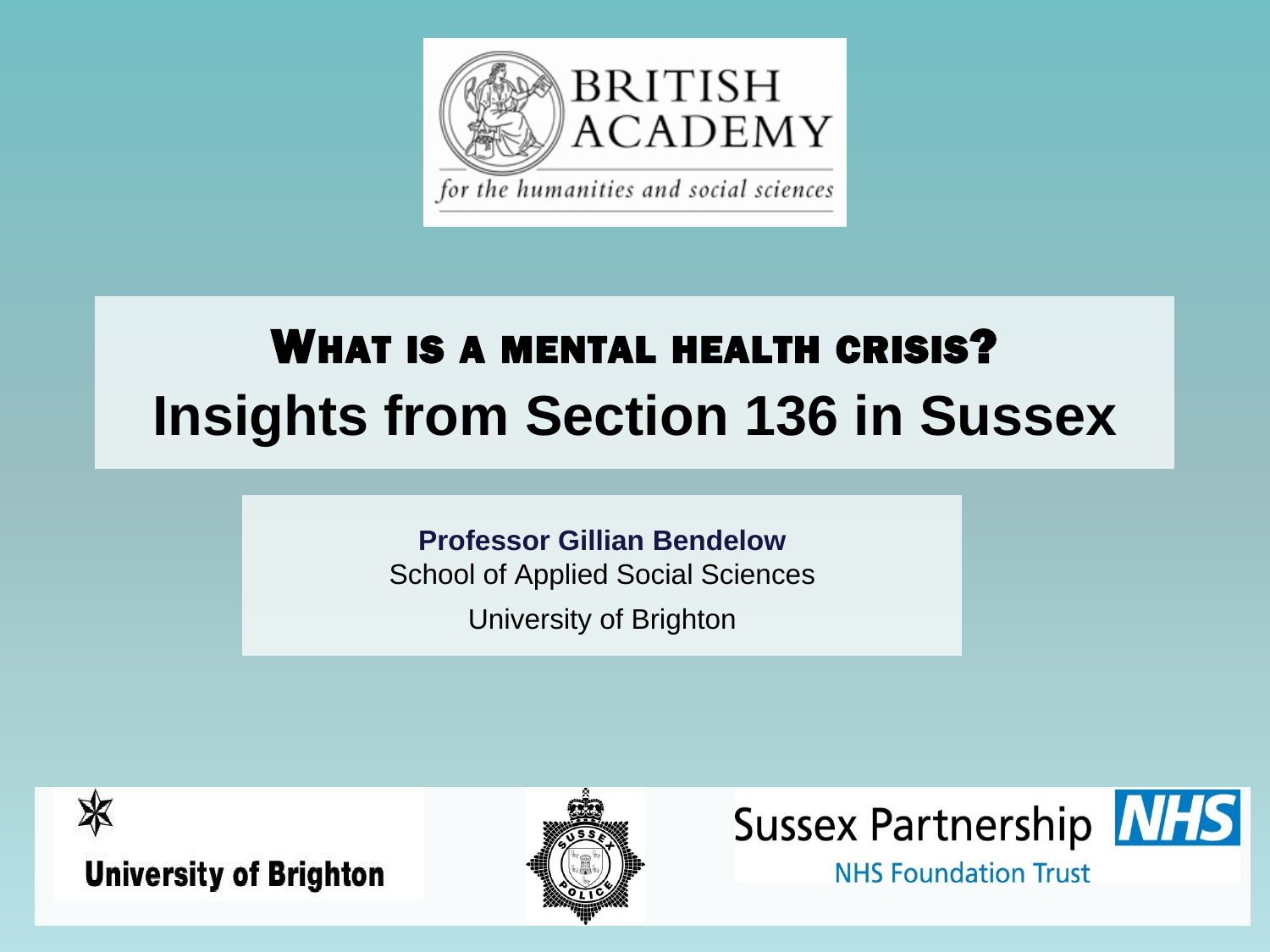BRITISH ACADEMY

*for the humanities and social sciences*

# WHAT IS A MENTAL HEALTH CRISIS?

# Insights from Section 136 in Sussex

**Professor Gillian Bendelow**

School of Applied Social Sciences

University of Brighton

University of Brighton

Sussex Police

Sussex Partnership NHS

NHS Foundation Trust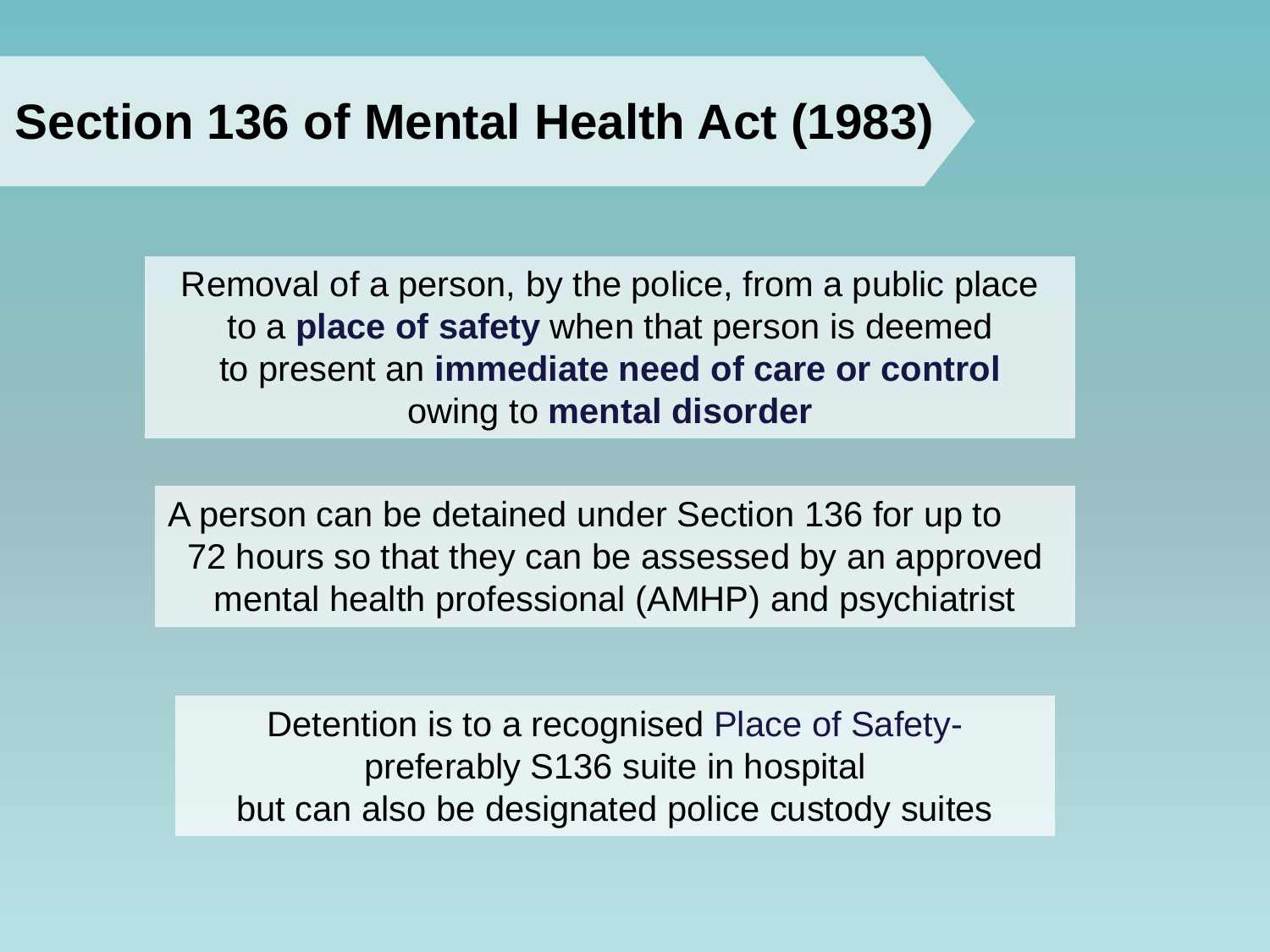# Section 136 of Mental Health Act (1983)

Removal of a person, by the police, from a public place to a **place of safety** when that person is deemed to present an **immediate need of care or control** owing to **mental disorder**

A person can be detained under Section 136 for up to 72 hours so that they can be assessed by an approved mental health professional (AMHP) and psychiatrist

Detention is to a recognised Place of Safety- preferably S136 suite in hospital but can also be designated police custody suites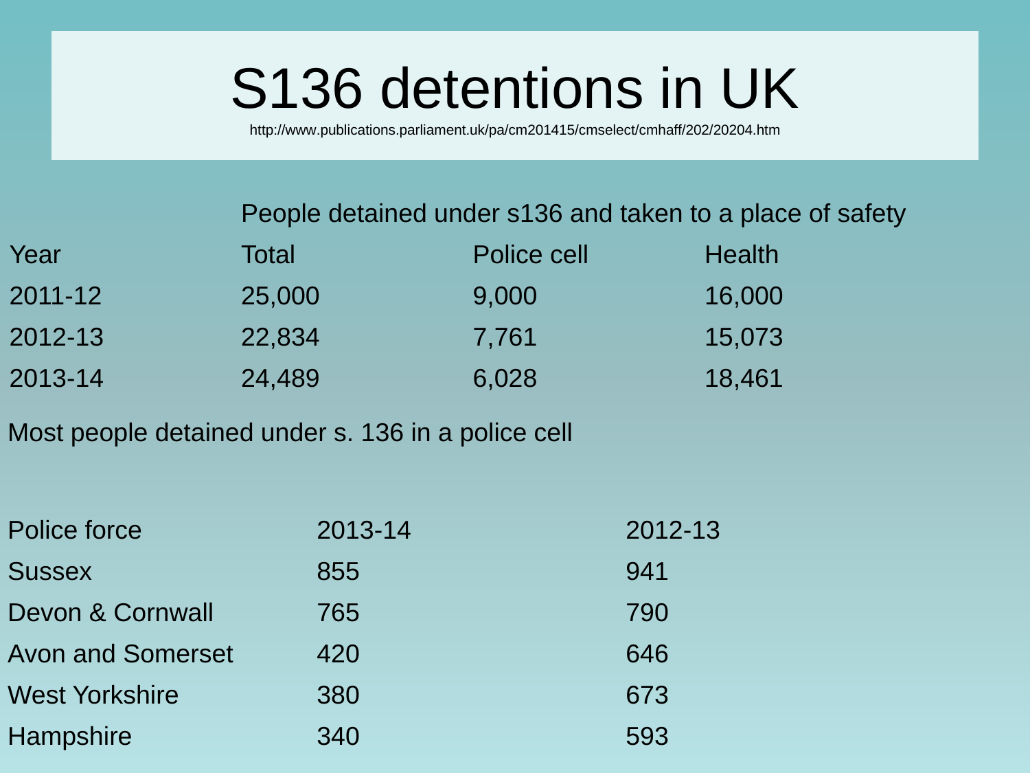# S136 detentions in UK

http://www.publications.parliament.uk/pa/cm201415/cmselect/cmhaff/202/20204.htm

| | People detained under s136 and taken to a place of safety | | |
|---|---|---|---|
| Year | Total | Police cell | Health |
| 2011-12 | 25,000 | 9,000 | 16,000 |
| 2012-13 | 22,834 | 7,761 | 15,073 |
| 2013-14 | 24,489 | 6,028 | 18,461 |

Most people detained under s. 136 in a police cell

| Police force | 2013-14 | 2012-13 |
|---|---|---|
| Sussex | 855 | 941 |
| Devon & Cornwall | 765 | 790 |
| Avon and Somerset | 420 | 646 |
| West Yorkshire | 380 | 673 |
| Hampshire | 340 | 593 |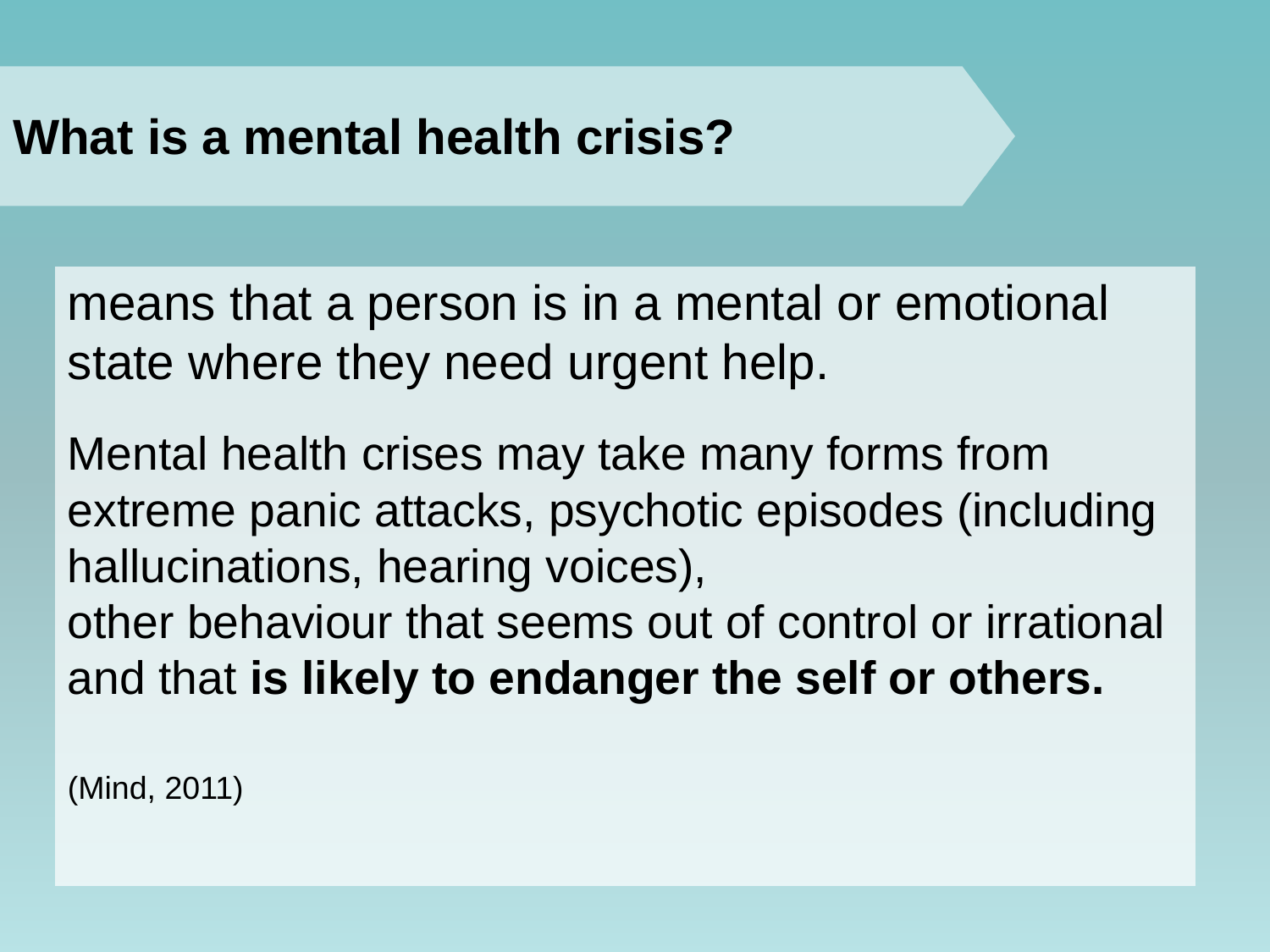## What is a mental health crisis?

means that a person is in a mental or emotional state where they need urgent help.

Mental health crises may take many forms from extreme panic attacks, psychotic episodes (including hallucinations, hearing voices),
other behaviour that seems out of control or irrational and that **is likely to endanger the self or others.**

(Mind, 2011)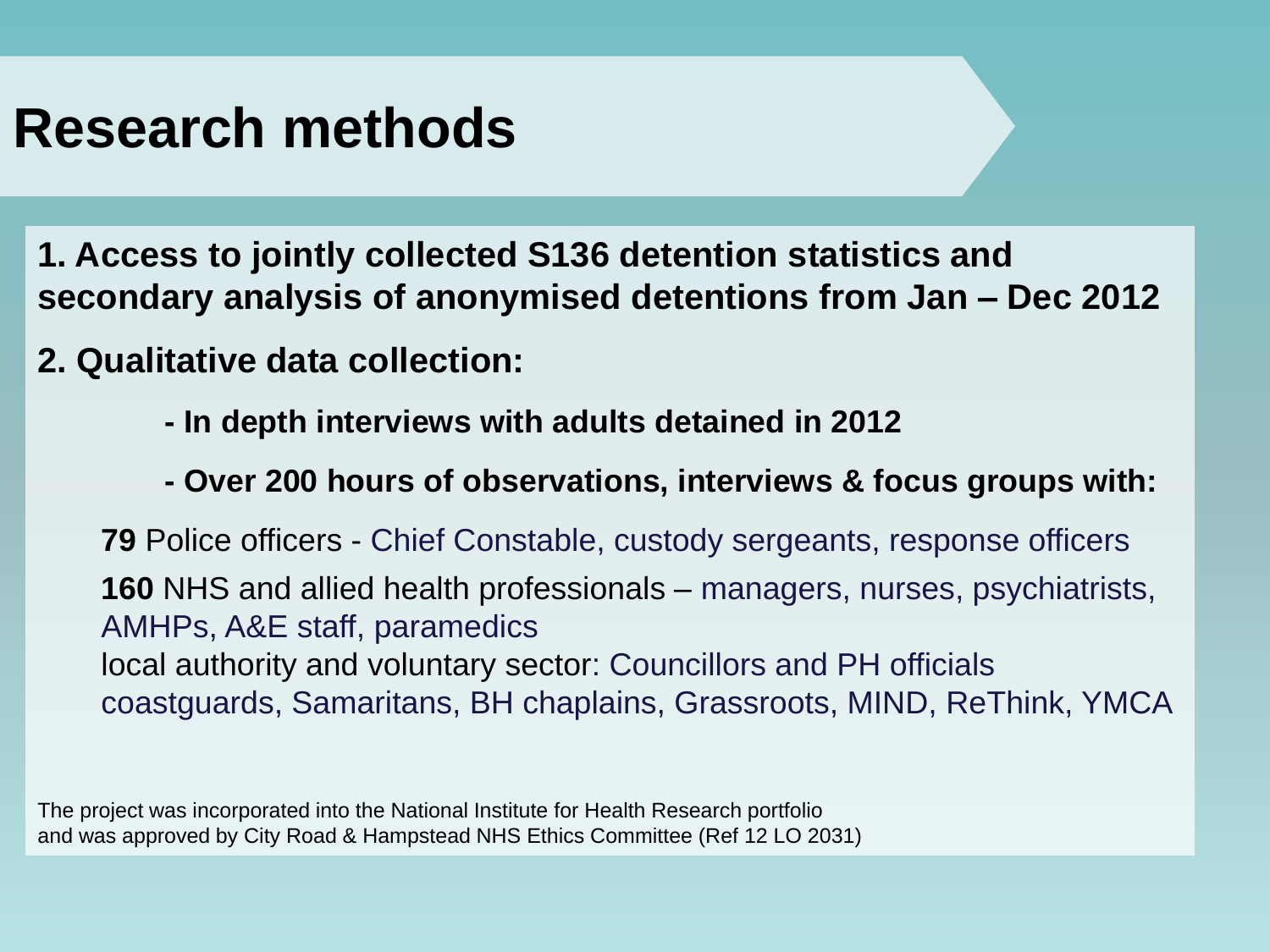# Research methods

**1. Access to jointly collected S136 detention statistics and secondary analysis of anonymised detentions from Jan – Dec 2012**

**2. Qualitative data collection:**

- **In depth interviews with adults detained in 2012**
- **Over 200 hours of observations, interviews & focus groups with:**

**79** Police officers - Chief Constable, custody sergeants, response officers

**160** NHS and allied health professionals – managers, nurses, psychiatrists, AMHPs, A&E staff, paramedics

local authority and voluntary sector: Councillors and PH officials coastguards, Samaritans, BH chaplains, Grassroots, MIND, ReThink, YMCA

The project was incorporated into the National Institute for Health Research portfolio and was approved by City Road & Hampstead NHS Ethics Committee (Ref 12 LO 2031)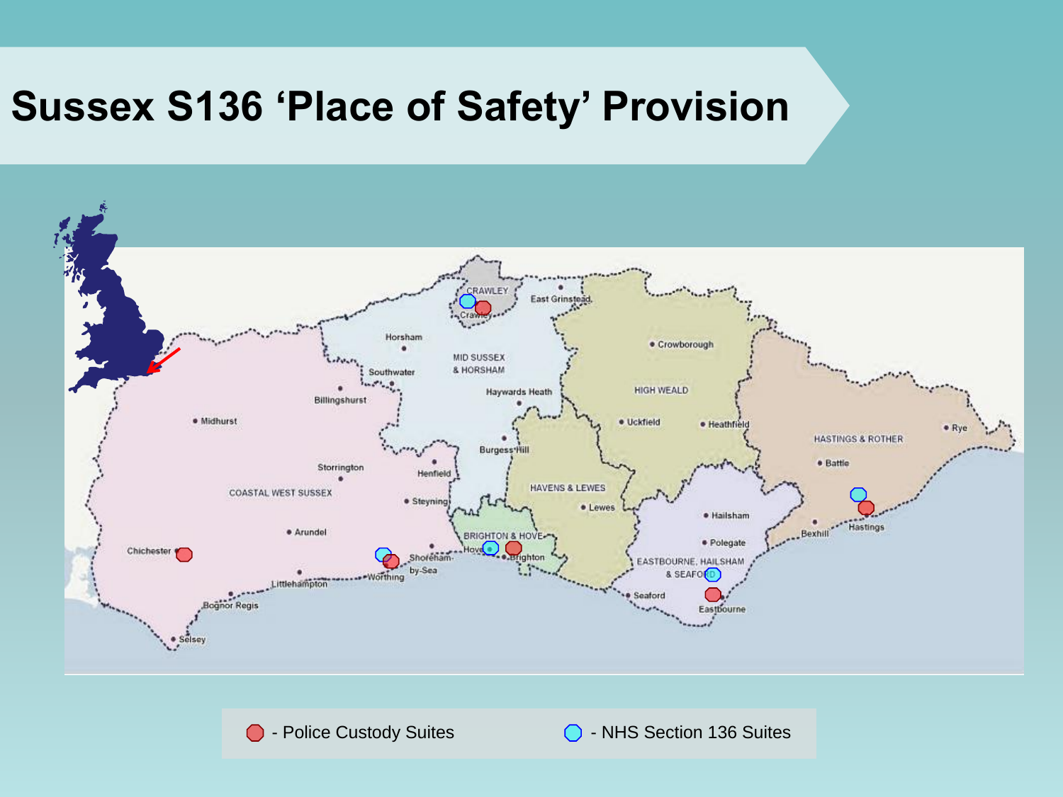# Sussex S136 'Place of Safety' Provision

- Police Custody Suites
- NHS Section 136 Suites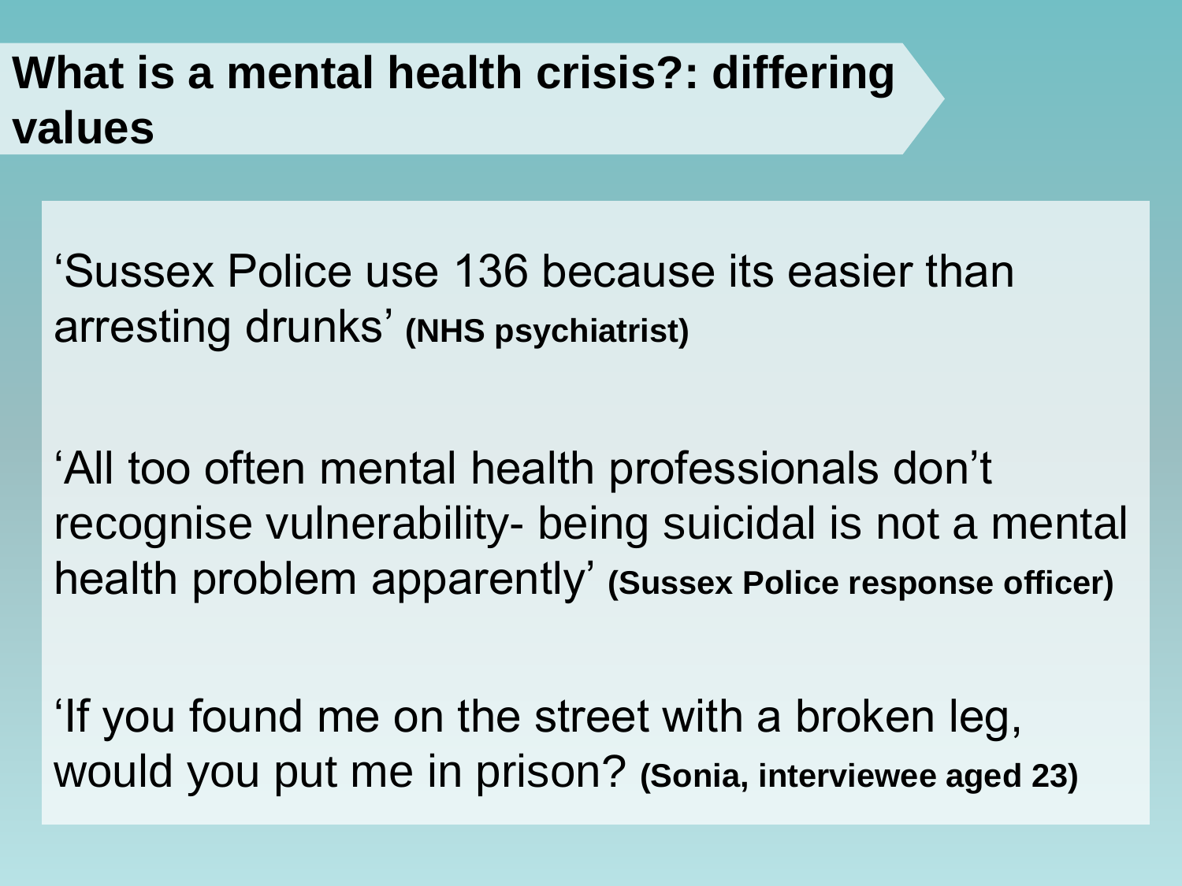# What is a mental health crisis?: differing values

'Sussex Police use 136 because its easier than arresting drunks' **(NHS psychiatrist)**

'All too often mental health professionals don't recognise vulnerability- being suicidal is not a mental health problem apparently' **(Sussex Police response officer)**

'If you found me on the street with a broken leg, would you put me in prison? **(Sonia, interviewee aged 23)**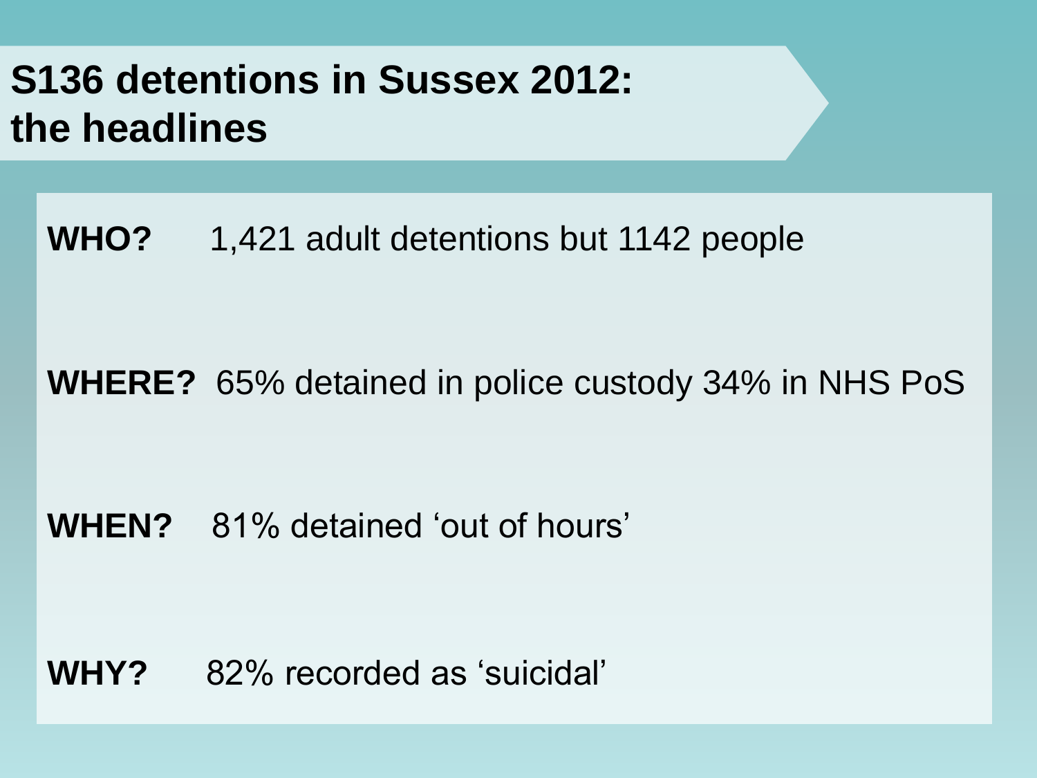# S136 detentions in Sussex 2012: the headlines

**WHO?** 1,421 adult detentions but 1142 people

**WHERE?** 65% detained in police custody 34% in NHS PoS

**WHEN?** 81% detained 'out of hours'

**WHY?** 82% recorded as 'suicidal'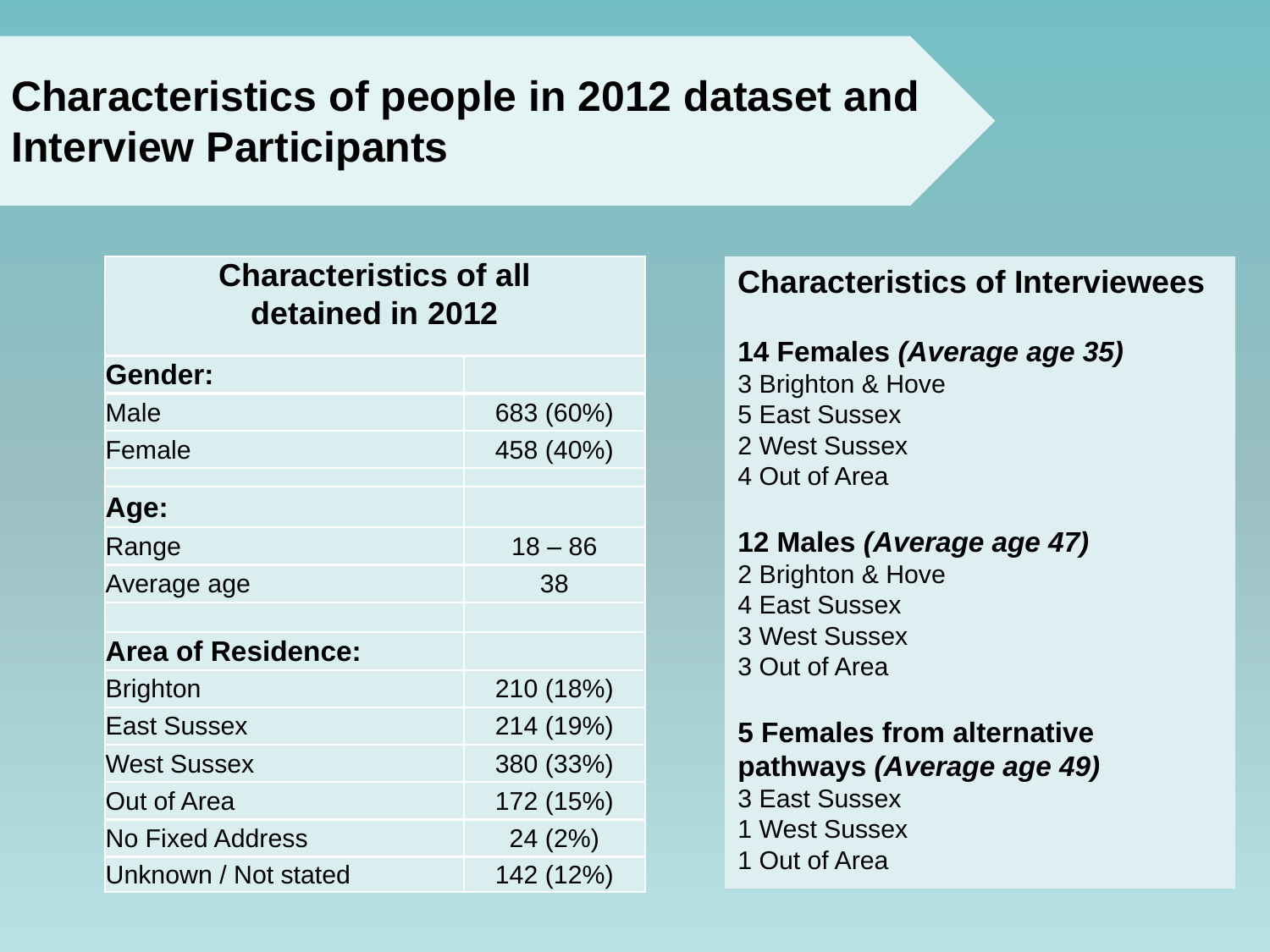# Characteristics of people in 2012 dataset and Interview Participants

| Characteristics of all detained in 2012 | |
|---|---|
| **Gender:** | |
| Male | 683 (60%) |
| Female | 458 (40%) |
| | |
| **Age:** | |
| Range | 18 – 86 |
| Average age | 38 |
| | |
| **Area of Residence:** | |
| Brighton | 210 (18%) |
| East Sussex | 214 (19%) |
| West Sussex | 380 (33%) |
| Out of Area | 172 (15%) |
| No Fixed Address | 24 (2%) |
| Unknown / Not stated | 142 (12%) |

## Characteristics of Interviewees

**14 Females *(Average age 35)***
3 Brighton & Hove
5 East Sussex
2 West Sussex
4 Out of Area

**12 Males *(Average age 47)***
2 Brighton & Hove
4 East Sussex
3 West Sussex
3 Out of Area

**5 Females from alternative pathways *(Average age 49)***
3 East Sussex
1 West Sussex
1 Out of Area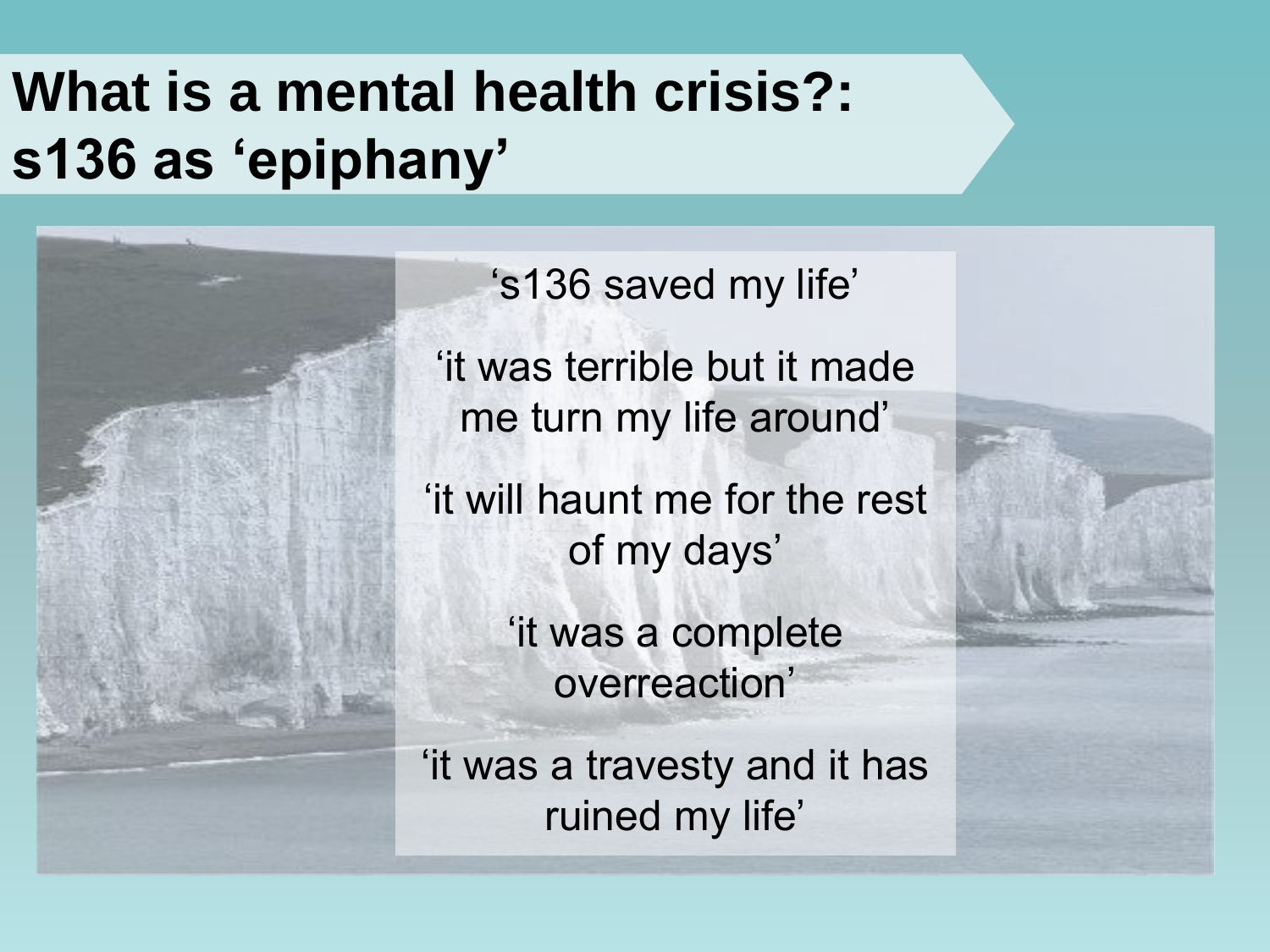# What is a mental health crisis?: s136 as 'epiphany'

's136 saved my life'

'it was terrible but it made me turn my life around'

'it will haunt me for the rest of my days'

'it was a complete overreaction'

'it was a travesty and it has ruined my life'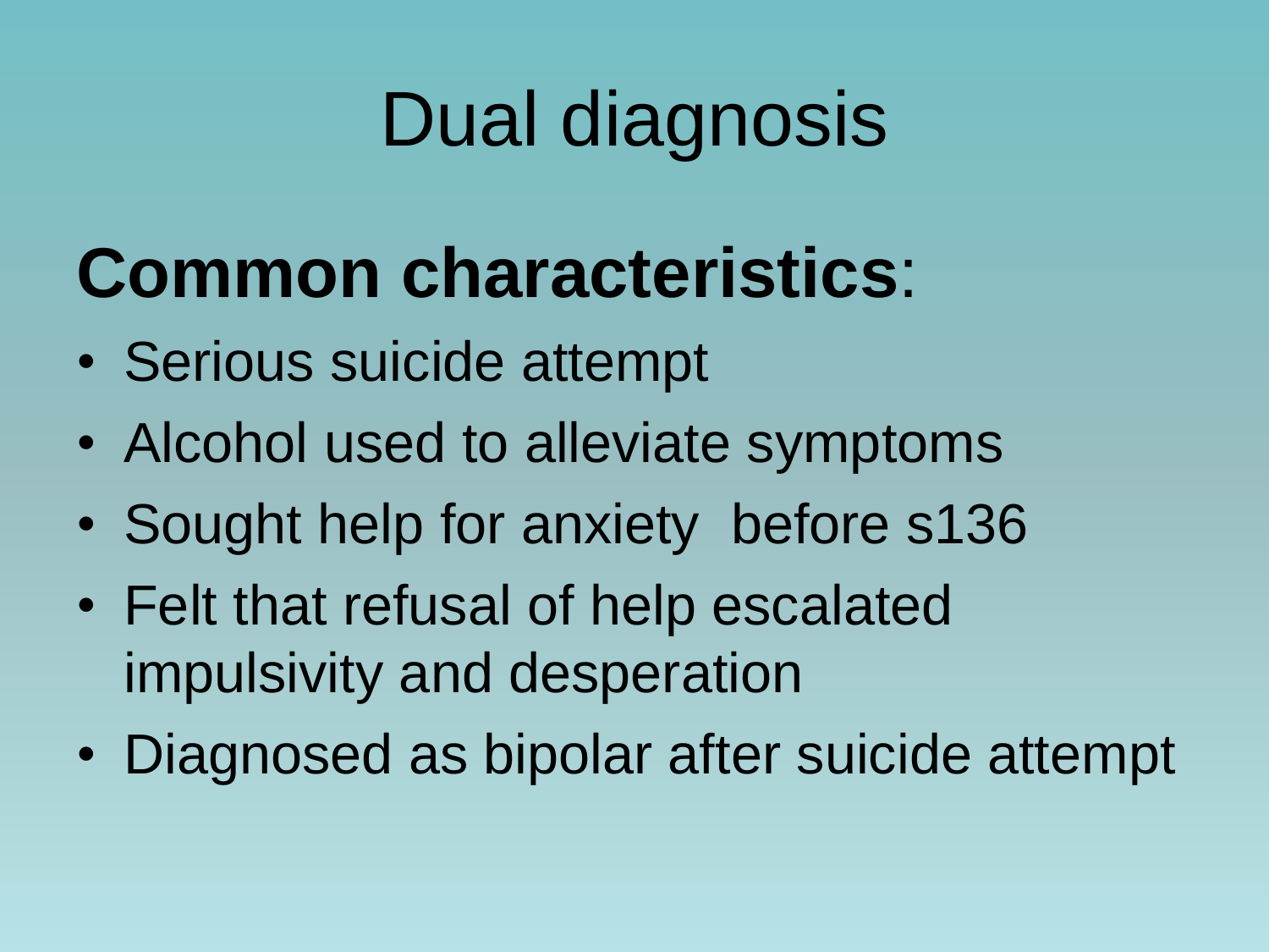# Dual diagnosis

**Common characteristics**:

- Serious suicide attempt
- Alcohol used to alleviate symptoms
- Sought help for anxiety before s136
- Felt that refusal of help escalated impulsivity and desperation
- Diagnosed as bipolar after suicide attempt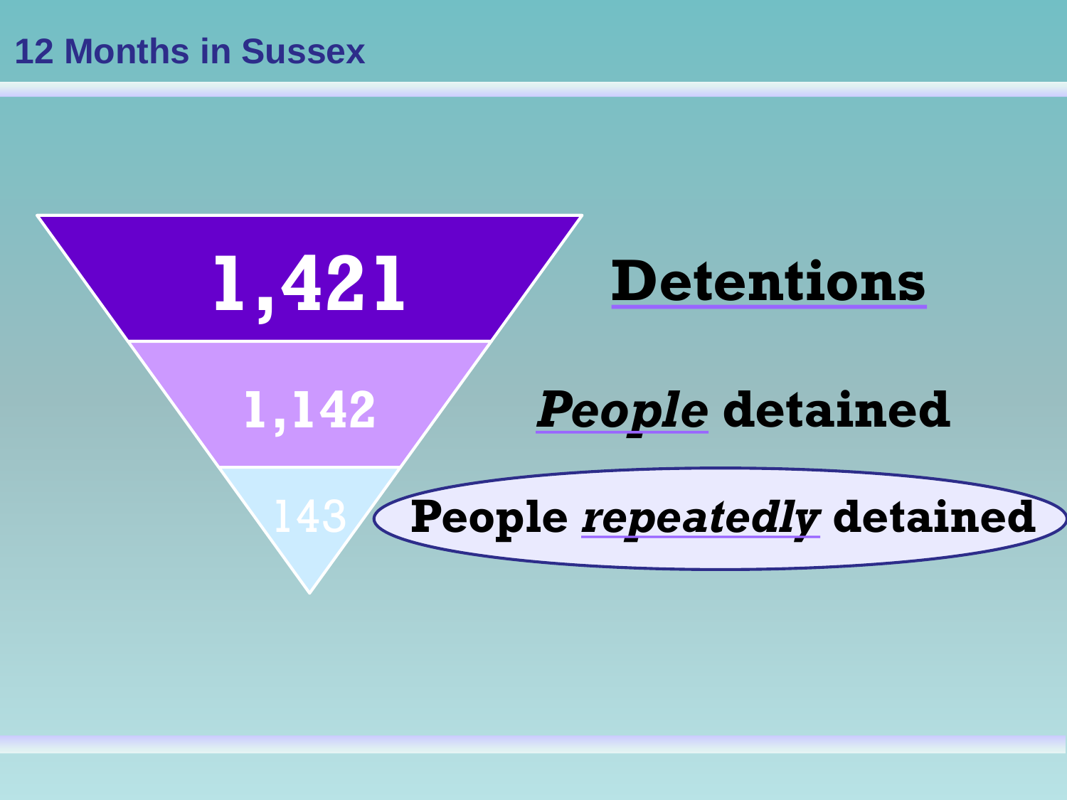# 12 Months in Sussex

**1,421** — **Detentions**

**1,142** — ***People* detained**

**143** — **People *repeatedly* detained**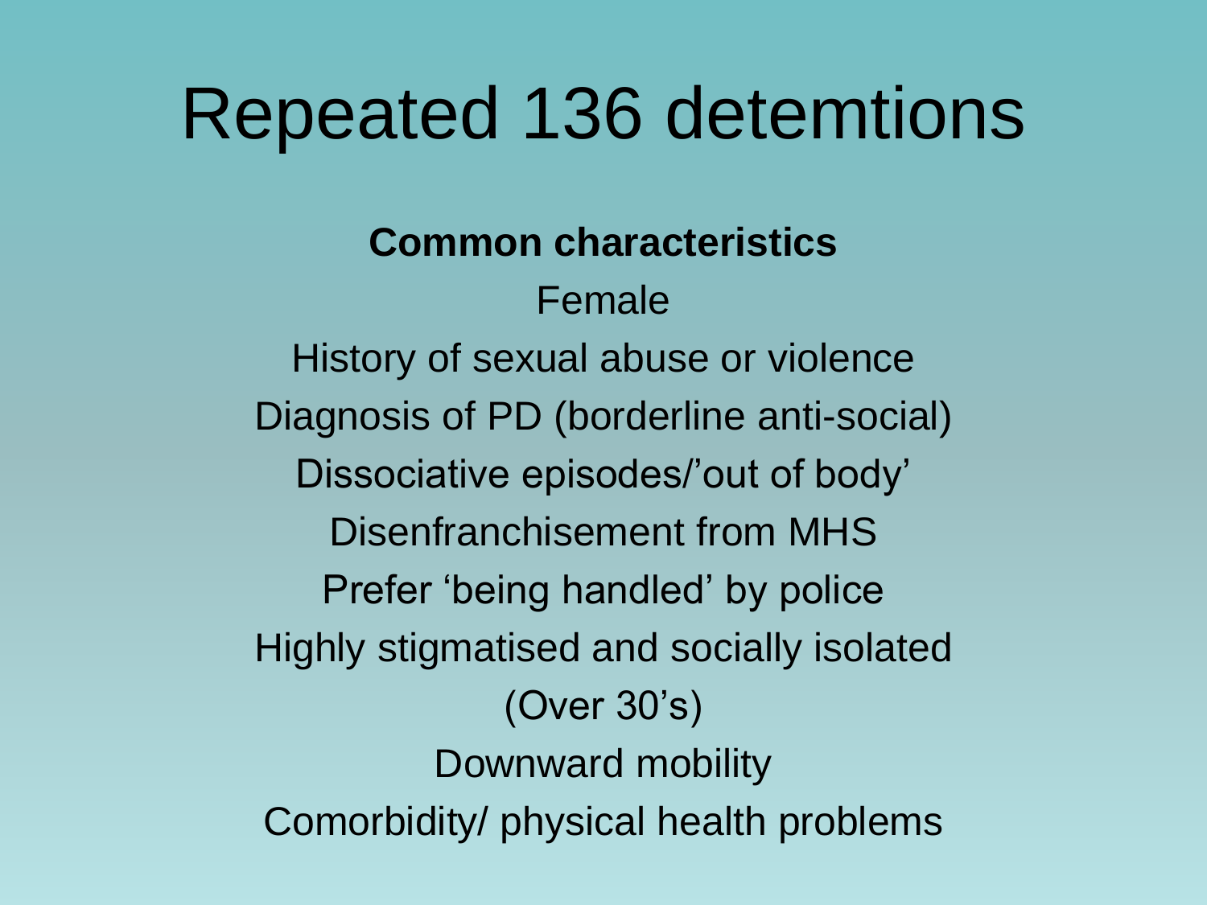# Repeated 136 detemtions

**Common characteristics**

Female

History of sexual abuse or violence

Diagnosis of PD (borderline anti-social)

Dissociative episodes/'out of body'

Disenfranchisement from MHS

Prefer 'being handled' by police

Highly stigmatised and socially isolated

(Over 30's)

Downward mobility

Comorbidity/ physical health problems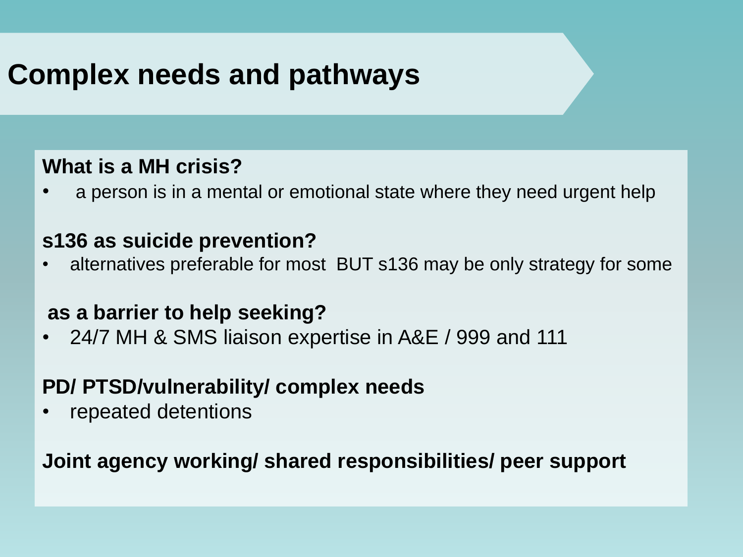# Complex needs and pathways

**What is a MH crisis?**

- a person is in a mental or emotional state where they need urgent help

**s136 as suicide prevention?**

- alternatives preferable for most BUT s136 may be only strategy for some

**as a barrier to help seeking?**

- 24/7 MH & SMS liaison expertise in A&E / 999 and 111

**PD/ PTSD/vulnerability/ complex needs**

- repeated detentions

**Joint agency working/ shared responsibilities/ peer support**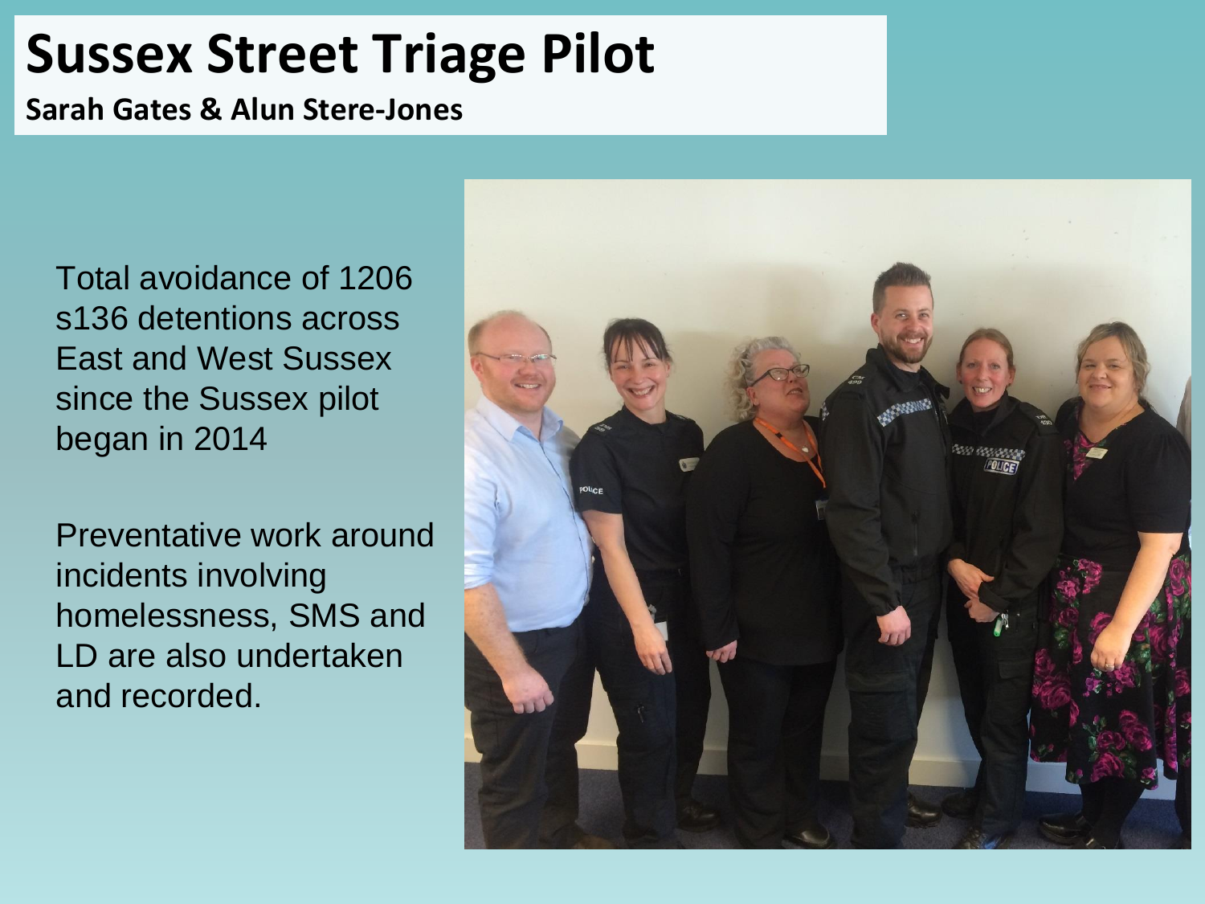# Sussex Street Triage Pilot

**Sarah Gates & Alun Stere-Jones**

Total avoidance of 1206 s136 detentions across East and West Sussex since the Sussex pilot began in 2014

Preventative work around incidents involving homelessness, SMS and LD are also undertaken and recorded.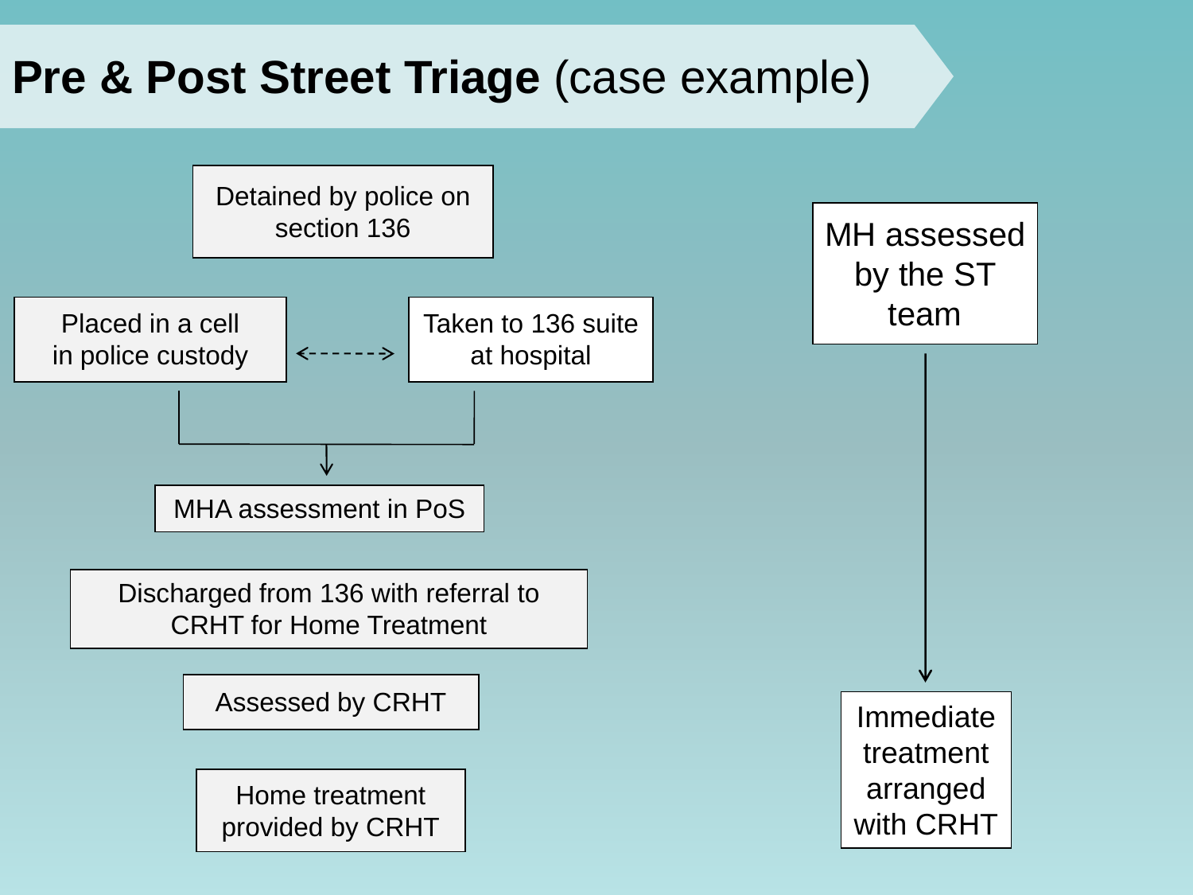# **Pre & Post Street Triage** (case example)

Detained by police on section 136

Placed in a cell in police custody ⟷ Taken to 136 suite at hospital

↓

MHA assessment in PoS

Discharged from 136 with referral to CRHT for Home Treatment

Assessed by CRHT

Home treatment provided by CRHT

MH assessed by the ST team

↓

Immediate treatment arranged with CRHT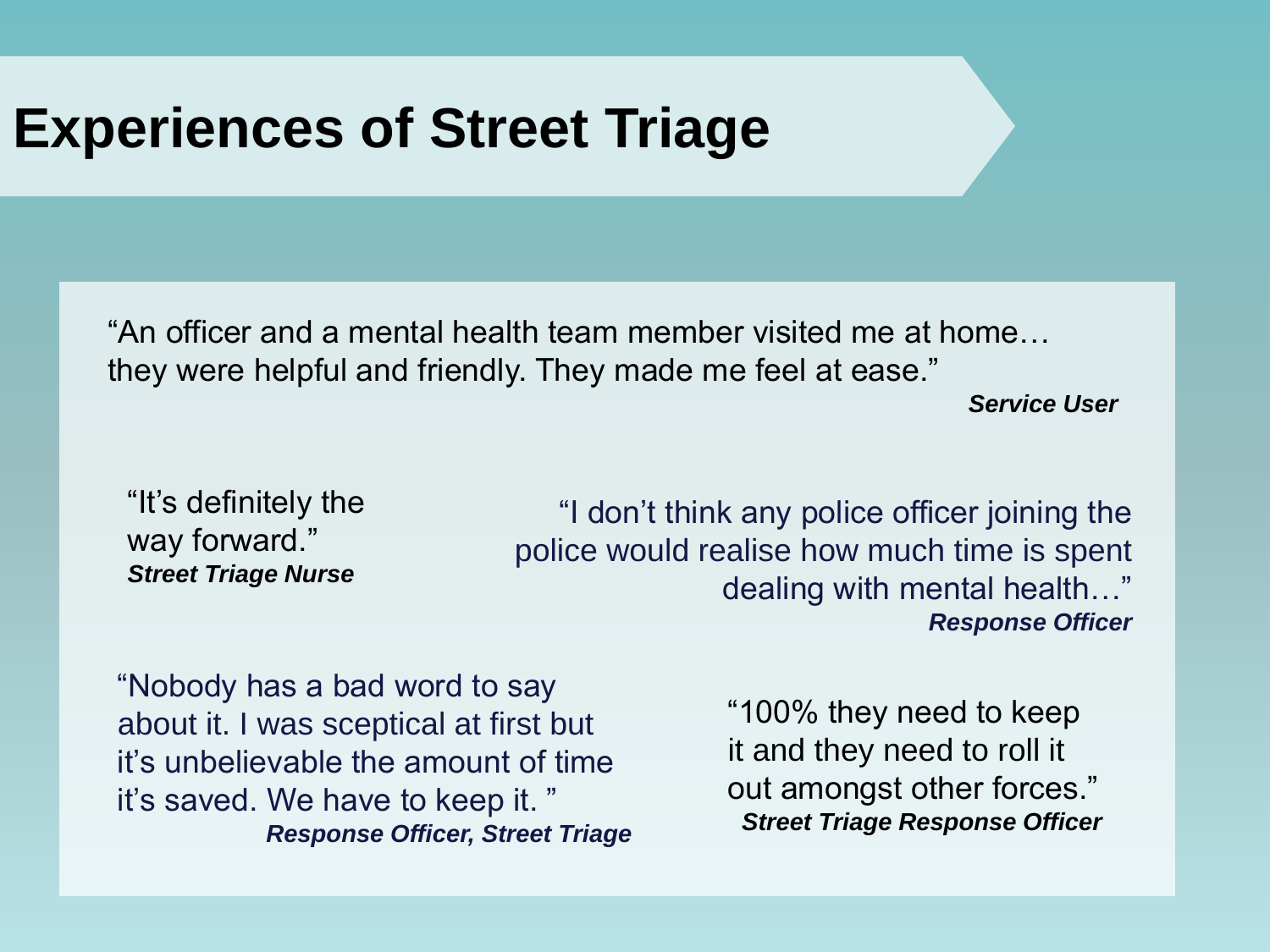# Experiences of Street Triage

"An officer and a mental health team member visited me at home… they were helpful and friendly. They made me feel at ease."

***Service User***

"It's definitely the way forward."

***Street Triage Nurse***

"I don't think any police officer joining the police would realise how much time is spent dealing with mental health…"

***Response Officer***

"Nobody has a bad word to say about it. I was sceptical at first but it's unbelievable the amount of time it's saved. We have to keep it. "

***Response Officer, Street Triage***

"100% they need to keep it and they need to roll it out amongst other forces."

***Street Triage Response Officer***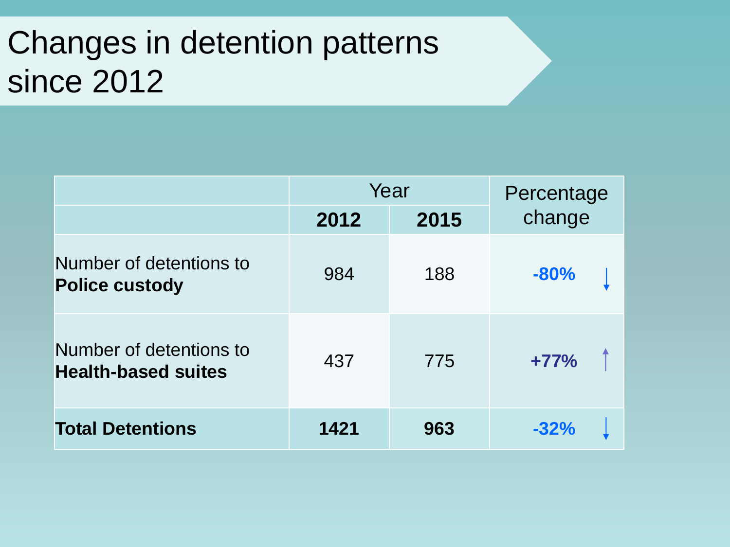# Changes in detention patterns since 2012

| | Year | | Percentage change |
|---|---|---|---|
| | **2012** | **2015** | |
| Number of detentions to **Police custody** | 984 | 188 | **-80%** ↓ |
| Number of detentions to **Health-based suites** | 437 | 775 | **+77%** ↑ |
| **Total Detentions** | **1421** | **963** | **-32%** ↓ |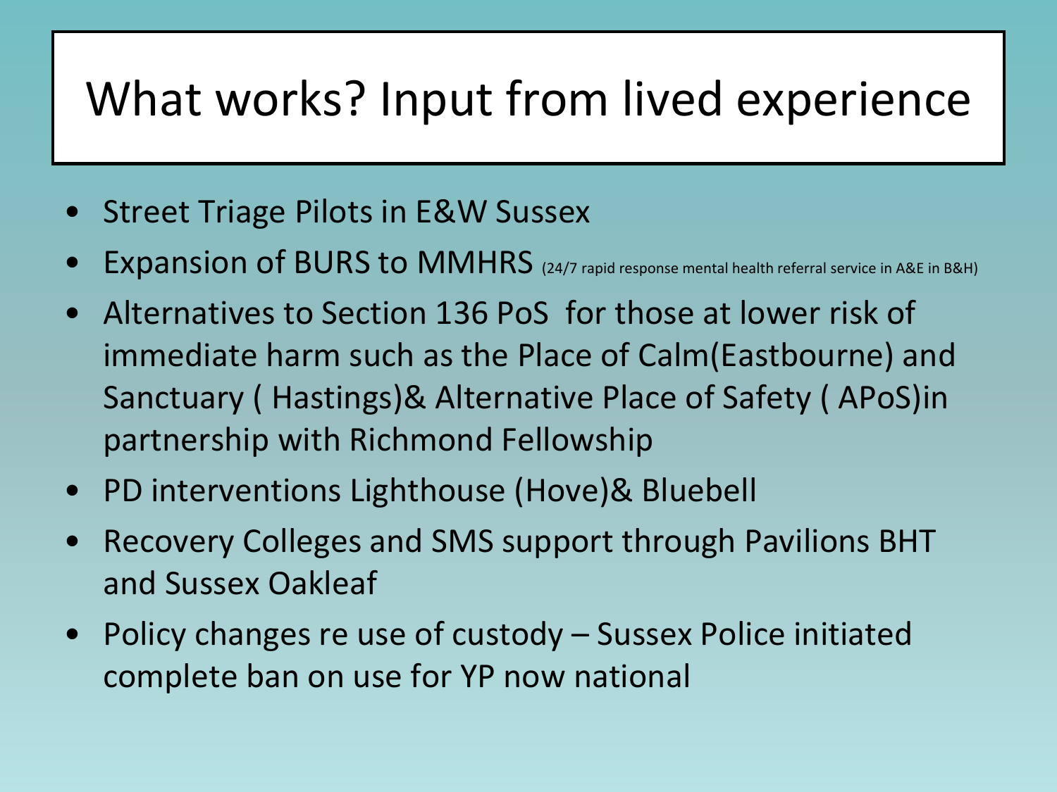# What works? Input from lived experience

- Street Triage Pilots in E&W Sussex
- Expansion of BURS to MMHRS (24/7 rapid response mental health referral service in A&E in B&H)
- Alternatives to Section 136 PoS for those at lower risk of immediate harm such as the Place of Calm(Eastbourne) and Sanctuary ( Hastings)& Alternative Place of Safety ( APoS)in partnership with Richmond Fellowship
- PD interventions Lighthouse (Hove)& Bluebell
- Recovery Colleges and SMS support through Pavilions BHT and Sussex Oakleaf
- Policy changes re use of custody – Sussex Police initiated complete ban on use for YP now national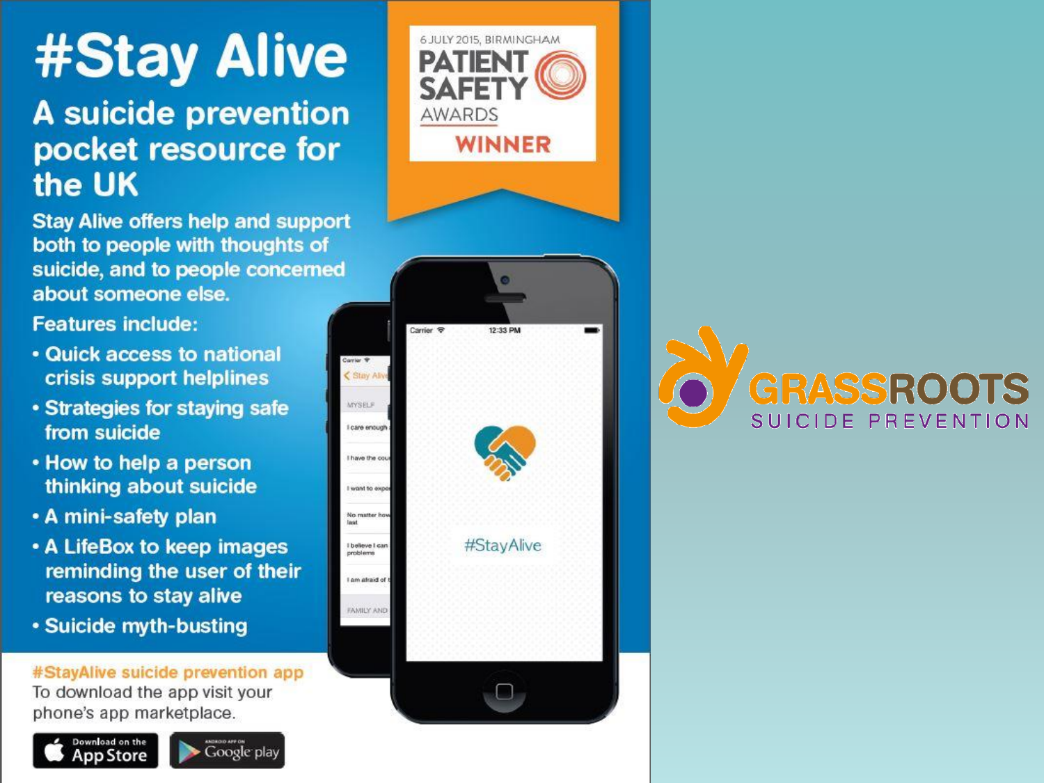# #Stay Alive

## A suicide prevention pocket resource for the UK

6 JULY 2015, BIRMINGHAM
PATIENT SAFETY AWARDS
WINNER

Stay Alive offers help and support both to people with thoughts of suicide, and to people concerned about someone else.

Features include:

- Quick access to national crisis support helplines
- Strategies for staying safe from suicide
- How to help a person thinking about suicide
- A mini-safety plan
- A LifeBox to keep images reminding the user of their reasons to stay alive
- Suicide myth-busting

**#StayAlive suicide prevention app**

To download the app visit your phone's app marketplace.

Download on the App Store | ANDROID APP ON Google play

GRASSROOTS SUICIDE PREVENTION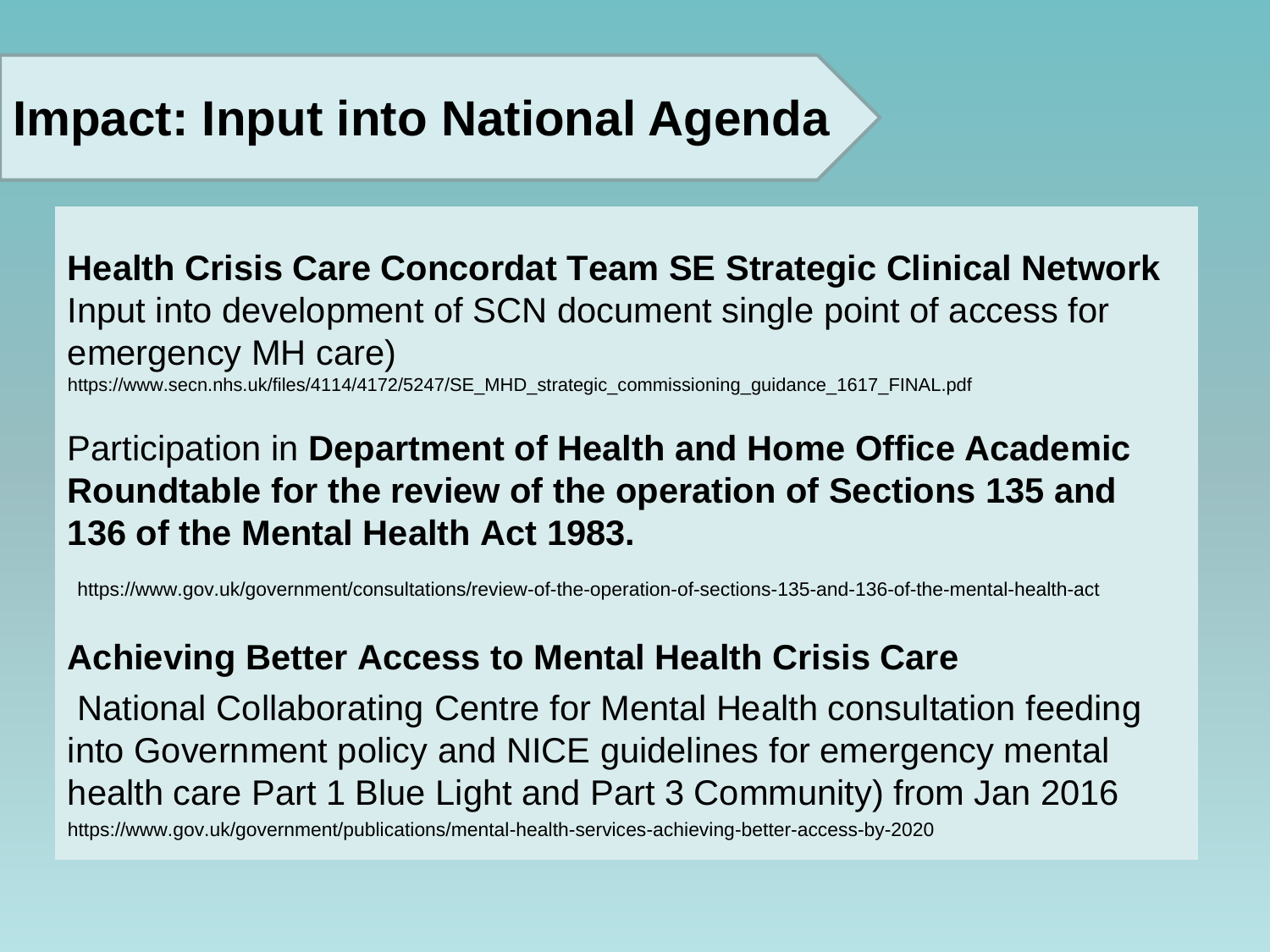# Impact: Input into National Agenda

**Health Crisis Care Concordat Team SE Strategic Clinical Network**
Input into development of SCN document single point of access for emergency MH care)
https://www.secn.nhs.uk/files/4114/4172/5247/SE_MHD_strategic_commissioning_guidance_1617_FINAL.pdf

Participation in **Department of Health and Home Office Academic Roundtable for the review of the operation of Sections 135 and 136 of the Mental Health Act 1983.**

https://www.gov.uk/government/consultations/review-of-the-operation-of-sections-135-and-136-of-the-mental-health-act

**Achieving Better Access to Mental Health Crisis Care**

National Collaborating Centre for Mental Health consultation feeding into Government policy and NICE guidelines for emergency mental health care Part 1 Blue Light and Part 3 Community) from Jan 2016
https://www.gov.uk/government/publications/mental-health-services-achieving-better-access-by-2020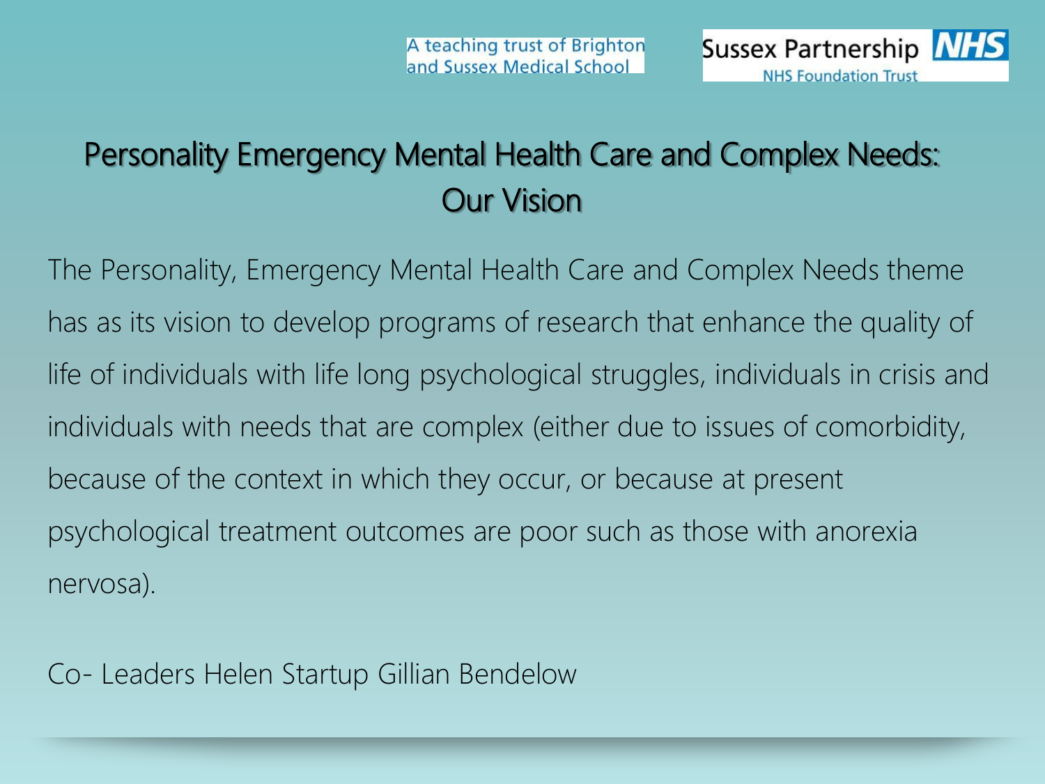A teaching trust of Brighton and Sussex Medical School

Sussex Partnership NHS Foundation Trust

# Personality Emergency Mental Health Care and Complex Needs: Our Vision

The Personality, Emergency Mental Health Care and Complex Needs theme has as its vision to develop programs of research that enhance the quality of life of individuals with life long psychological struggles, individuals in crisis and individuals with needs that are complex (either due to issues of comorbidity, because of the context in which they occur, or because at present psychological treatment outcomes are poor such as those with anorexia nervosa).

Co- Leaders Helen Startup Gillian Bendelow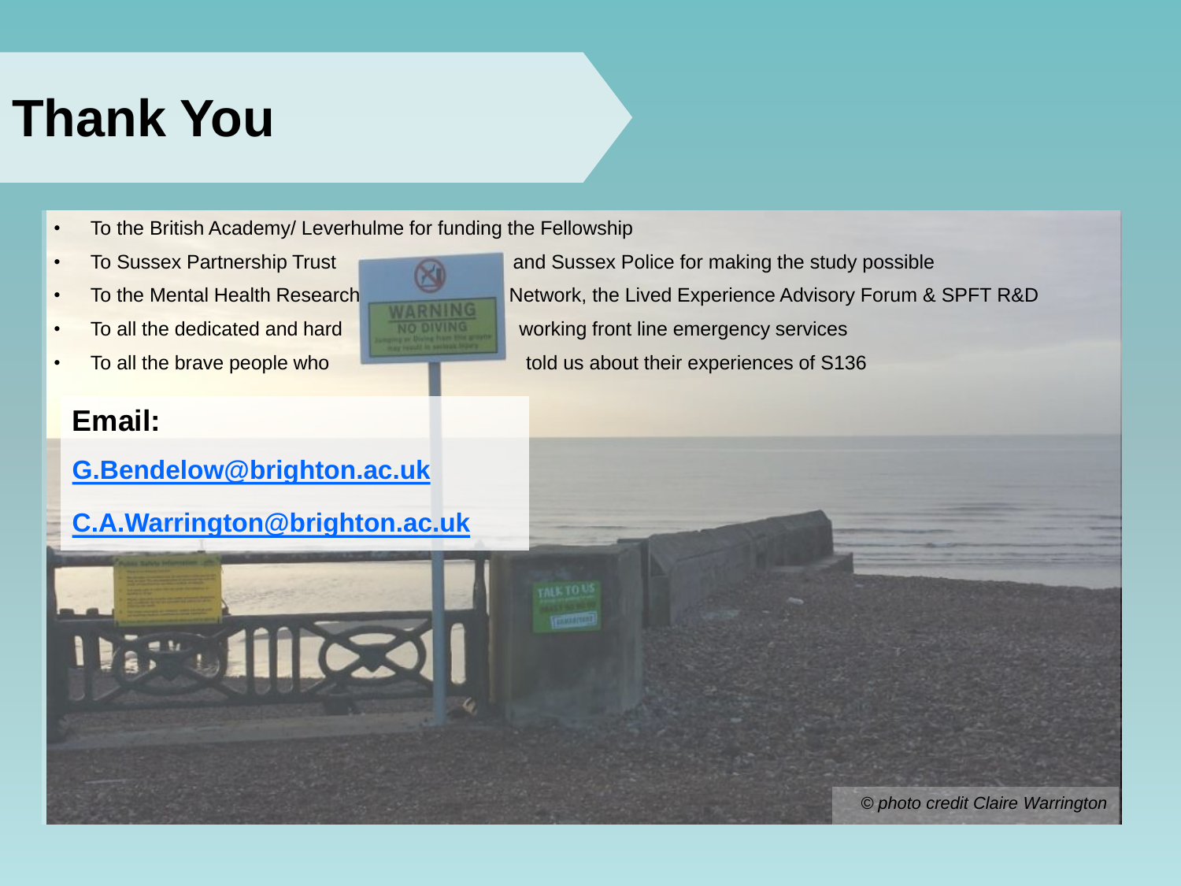# Thank You

- To the British Academy/ Leverhulme for funding the Fellowship
- To Sussex Partnership Trust and Sussex Police for making the study possible
- To the Mental Health Research Network, the Lived Experience Advisory Forum & SPFT R&D
- To all the dedicated and hard working front line emergency services
- To all the brave people who told us about their experiences of S136

**Email:**

**G.Bendelow@brighton.ac.uk**

**C.A.Warrington@brighton.ac.uk**

*© photo credit Claire Warrington*